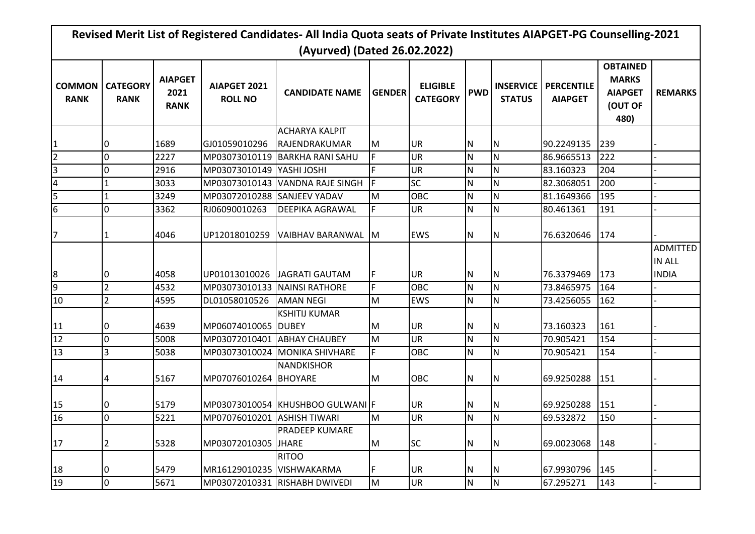# Revised Merit List of Registered Candidates- All India Quota seats of Private Institutes AIAPGET-PG Counselling-2021 (Ayurved) (Dated 26.02.2022)

| COMMON RANK | CATEGORY RANK | AIAPGET 2021 RANK | AIAPGET 2021 ROLL NO | CANDIDATE NAME | GENDER | ELIGIBLE CATEGORY | PWD | INSERVICE STATUS | PERCENTILE AIAPGET | OBTAINED MARKS AIAPGET (OUT OF 480) | REMARKS |
|---|---|---|---|---|---|---|---|---|---|---|---|
| 1 | 0 | 1689 | GJ01059010296 | ACHARYA KALPIT RAJENDRAKUMAR | M | UR | N | N | 90.2249135 | 239 | - |
| 2 | 0 | 2227 | MP03073010119 | BARKHA RANI SAHU | F | UR | N | N | 86.9665513 | 222 | - |
| 3 | 0 | 2916 | MP03073010149 | YASHI JOSHI | F | UR | N | N | 83.160323 | 204 | - |
| 4 | 1 | 3033 | MP03073010143 | VANDNA RAJE SINGH | F | SC | N | N | 82.3068051 | 200 | - |
| 5 | 1 | 3249 | MP03072010288 | SANJEEV YADAV | M | OBC | N | N | 81.1649366 | 195 | - |
| 6 | 0 | 3362 | RJ06090010263 | DEEPIKA AGRAWAL | F | UR | N | N | 80.461361 | 191 | - |
| 7 | 1 | 4046 | UP12018010259 | VAIBHAV BARANWAL | M | EWS | N | N | 76.6320646 | 174 | - |
| 8 | 0 | 4058 | UP01013010026 | JAGRATI GAUTAM | F | UR | N | N | 76.3379469 | 173 | ADMITTED IN ALL INDIA |
| 9 | 2 | 4532 | MP03073010133 | NAINSI RATHORE | F | OBC | N | N | 73.8465975 | 164 | - |
| 10 | 2 | 4595 | DL01058010526 | AMAN NEGI | M | EWS | N | N | 73.4256055 | 162 | - |
| 11 | 0 | 4639 | MP06074010065 | KSHITIJ KUMAR DUBEY | M | UR | N | N | 73.160323 | 161 | - |
| 12 | 0 | 5008 | MP03072010401 | ABHAY CHAUBEY | M | UR | N | N | 70.905421 | 154 | - |
| 13 | 3 | 5038 | MP03073010024 | MONIKA SHIVHARE | F | OBC | N | N | 70.905421 | 154 | - |
| 14 | 4 | 5167 | MP07076010264 | NANDKISHOR BHOYARE | M | OBC | N | N | 69.9250288 | 151 | - |
| 15 | 0 | 5179 | MP03073010054 | KHUSHBOO GULWANI | F | UR | N | N | 69.9250288 | 151 | - |
| 16 | 0 | 5221 | MP07076010201 | ASHISH TIWARI | M | UR | N | N | 69.532872 | 150 | - |
| 17 | 2 | 5328 | MP03072010305 | PRADEEP KUMARE JHARE | M | SC | N | N | 69.0023068 | 148 | - |
| 18 | 0 | 5479 | MR16129010235 | RITOO VISHWAKARMA | F | UR | N | N | 67.9930796 | 145 | - |
| 19 | 0 | 5671 | MP03072010331 | RISHABH DWIVEDI | M | UR | N | N | 67.295271 | 143 | - |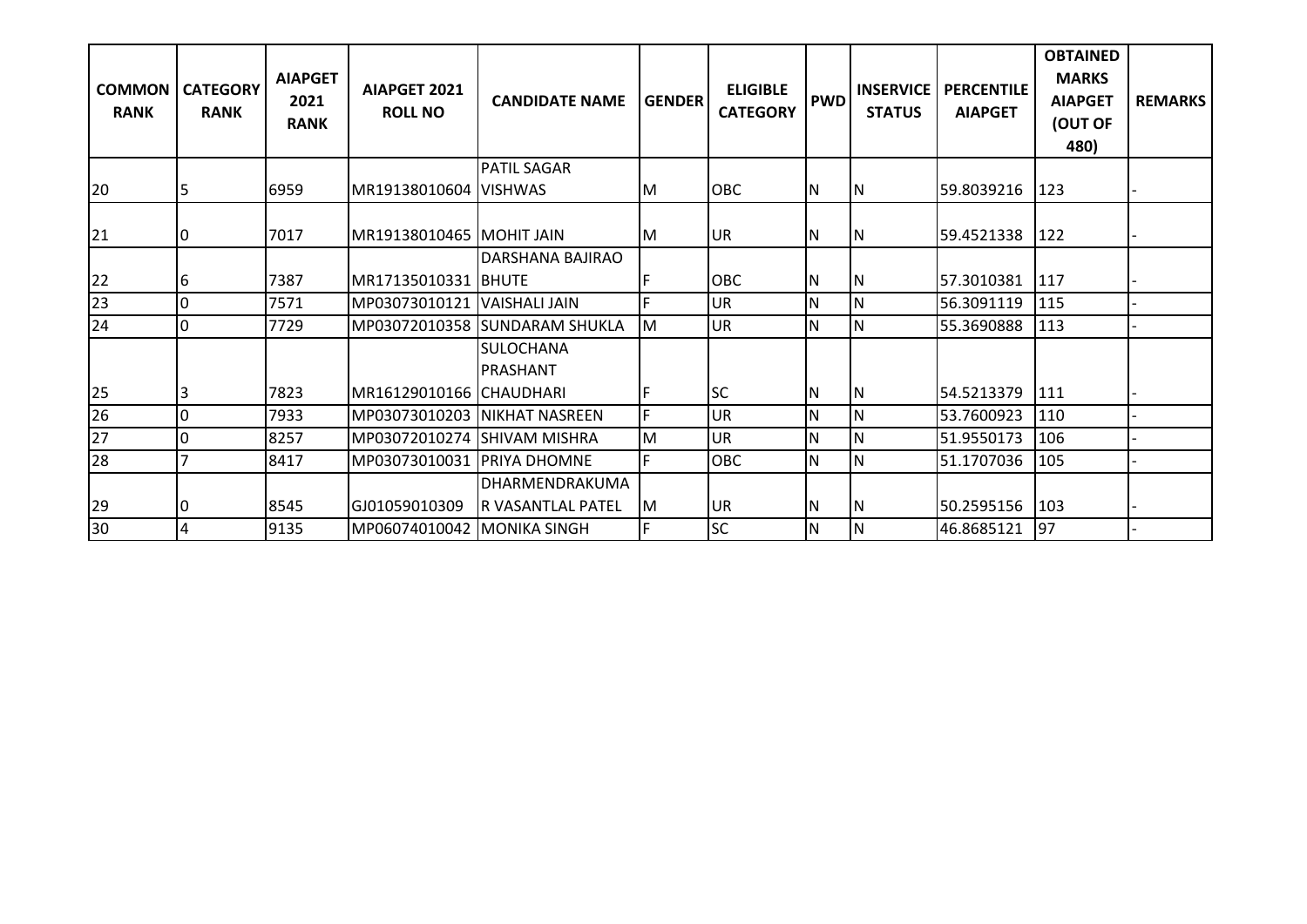| COMMON RANK | CATEGORY RANK | AIAPGET 2021 RANK | AIAPGET 2021 ROLL NO | CANDIDATE NAME | GENDER | ELIGIBLE CATEGORY | PWD | INSERVICE STATUS | PERCENTILE AIAPGET | OBTAINED MARKS AIAPGET (OUT OF 480) | REMARKS |
|---|---|---|---|---|---|---|---|---|---|---|---|
| 20 | 5 | 6959 | MR19138010604 | PATIL SAGAR VISHWAS | M | OBC | N | N | 59.8039216 | 123 | - |
| 21 | 0 | 7017 | MR19138010465 | MOHIT JAIN | M | UR | N | N | 59.4521338 | 122 | - |
| 22 | 6 | 7387 | MR17135010331 | DARSHANA BAJIRAO BHUTE | F | OBC | N | N | 57.3010381 | 117 | - |
| 23 | 0 | 7571 | MP03073010121 | VAISHALI JAIN | F | UR | N | N | 56.3091119 | 115 | - |
| 24 | 0 | 7729 | MP03072010358 | SUNDARAM SHUKLA | M | UR | N | N | 55.3690888 | 113 | - |
| 25 | 3 | 7823 | MR16129010166 | SULOCHANA PRASHANT CHAUDHARI | F | SC | N | N | 54.5213379 | 111 | - |
| 26 | 0 | 7933 | MP03073010203 | NIKHAT NASREEN | F | UR | N | N | 53.7600923 | 110 | - |
| 27 | 0 | 8257 | MP03072010274 | SHIVAM MISHRA | M | UR | N | N | 51.9550173 | 106 | - |
| 28 | 7 | 8417 | MP03073010031 | PRIYA DHOMNE | F | OBC | N | N | 51.1707036 | 105 | - |
| 29 | 0 | 8545 | GJ01059010309 | DHARMENDRAKUMAR VASANTLAL PATEL | M | UR | N | N | 50.2595156 | 103 | - |
| 30 | 4 | 9135 | MP06074010042 | MONIKA SINGH | F | SC | N | N | 46.8685121 | 97 | - |